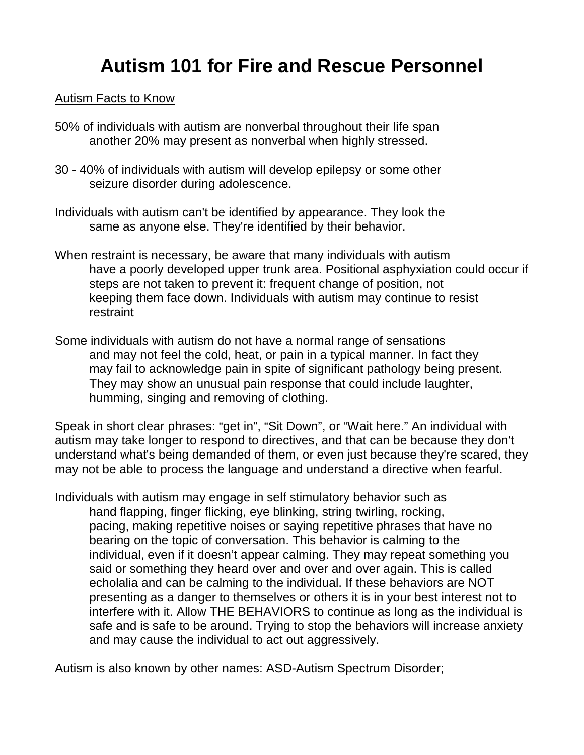# Autism 101 for Fire and Rescue Personnel

<u>Autism Facts to Know</u>

50% of individuals with autism are nonverbal throughout their life span another 20% may present as nonverbal when highly stressed.

30 - 40% of individuals with autism will develop epilepsy or some other seizure disorder during adolescence.

Individuals with autism can't be identified by appearance. They look the same as anyone else. They're identified by their behavior.

When restraint is necessary, be aware that many individuals with autism have a poorly developed upper trunk area. Positional asphyxiation could occur if steps are not taken to prevent it: frequent change of position, not keeping them face down. Individuals with autism may continue to resist restraint

Some individuals with autism do not have a normal range of sensations and may not feel the cold, heat, or pain in a typical manner. In fact they may fail to acknowledge pain in spite of significant pathology being present. They may show an unusual pain response that could include laughter, humming, singing and removing of clothing.

Speak in short clear phrases: "get in", "Sit Down", or "Wait here." An individual with autism may take longer to respond to directives, and that can be because they don't understand what's being demanded of them, or even just because they're scared, they may not be able to process the language and understand a directive when fearful.

Individuals with autism may engage in self stimulatory behavior such as hand flapping, finger flicking, eye blinking, string twirling, rocking, pacing, making repetitive noises or saying repetitive phrases that have no bearing on the topic of conversation. This behavior is calming to the individual, even if it doesn't appear calming. They may repeat something you said or something they heard over and over and over again. This is called echolalia and can be calming to the individual. If these behaviors are NOT presenting as a danger to themselves or others it is in your best interest not to interfere with it. Allow THE BEHAVIORS to continue as long as the individual is safe and is safe to be around. Trying to stop the behaviors will increase anxiety and may cause the individual to act out aggressively.

Autism is also known by other names: ASD-Autism Spectrum Disorder;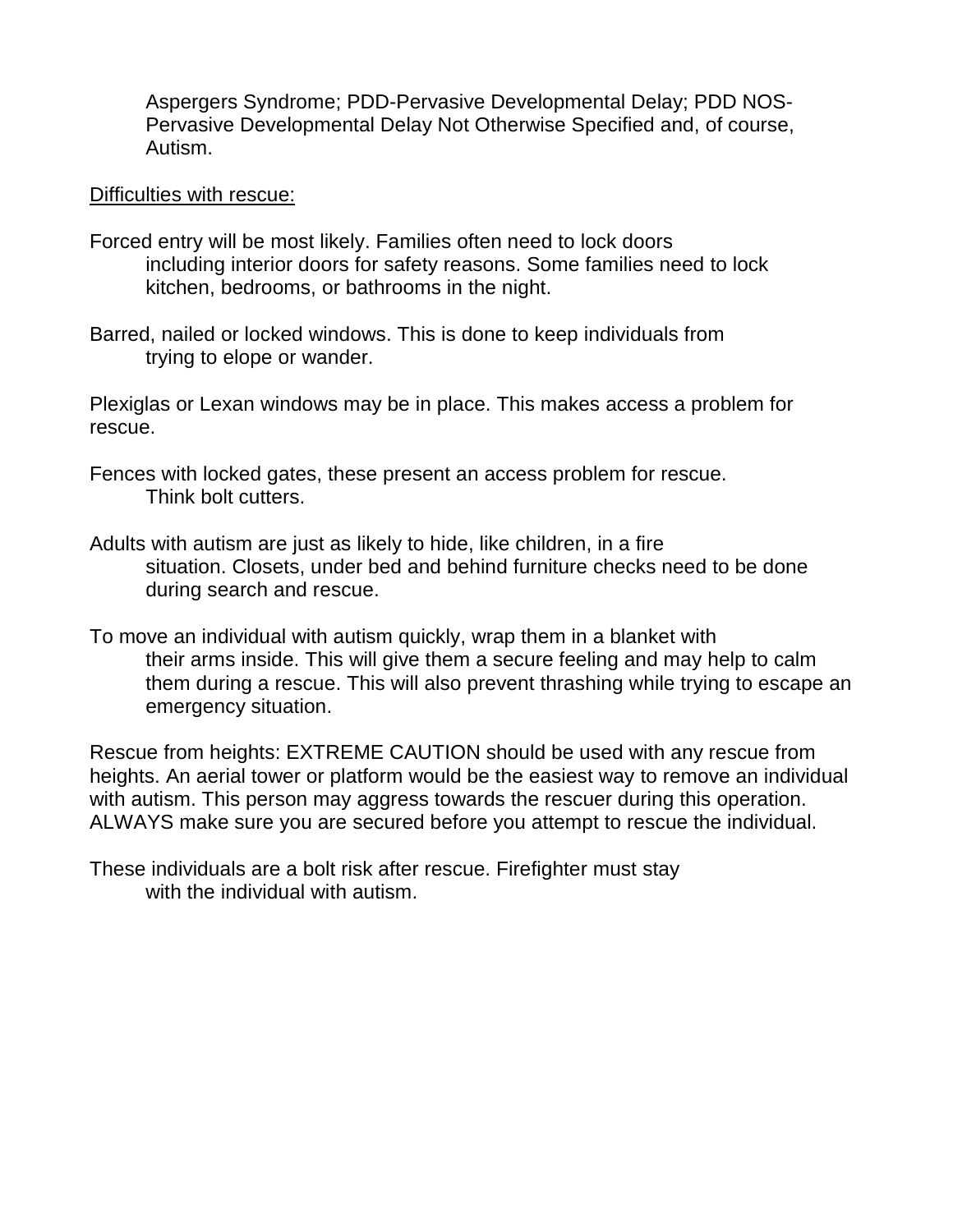Aspergers Syndrome; PDD-Pervasive Developmental Delay; PDD NOS-Pervasive Developmental Delay Not Otherwise Specified and, of course, Autism.

<u>Difficulties with rescue:</u>

Forced entry will be most likely. Families often need to lock doors including interior doors for safety reasons. Some families need to lock kitchen, bedrooms, or bathrooms in the night.

Barred, nailed or locked windows. This is done to keep individuals from trying to elope or wander.

Plexiglas or Lexan windows may be in place. This makes access a problem for rescue.

Fences with locked gates, these present an access problem for rescue. Think bolt cutters.

Adults with autism are just as likely to hide, like children, in a fire situation. Closets, under bed and behind furniture checks need to be done during search and rescue.

To move an individual with autism quickly, wrap them in a blanket with their arms inside. This will give them a secure feeling and may help to calm them during a rescue. This will also prevent thrashing while trying to escape an emergency situation.

Rescue from heights: EXTREME CAUTION should be used with any rescue from heights. An aerial tower or platform would be the easiest way to remove an individual with autism. This person may aggress towards the rescuer during this operation. ALWAYS make sure you are secured before you attempt to rescue the individual.

These individuals are a bolt risk after rescue. Firefighter must stay with the individual with autism.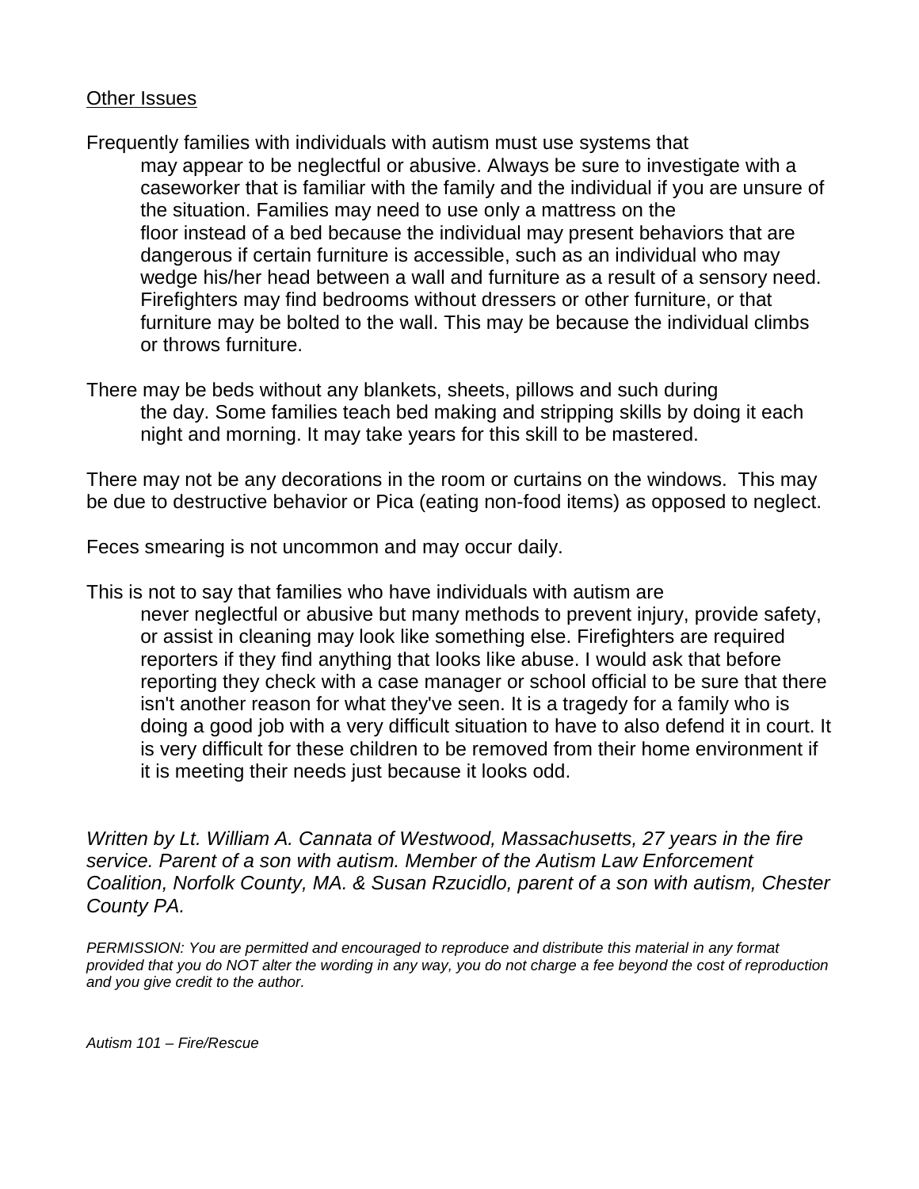Other Issues

Frequently families with individuals with autism must use systems that may appear to be neglectful or abusive. Always be sure to investigate with a caseworker that is familiar with the family and the individual if you are unsure of the situation. Families may need to use only a mattress on the floor instead of a bed because the individual may present behaviors that are dangerous if certain furniture is accessible, such as an individual who may wedge his/her head between a wall and furniture as a result of a sensory need. Firefighters may find bedrooms without dressers or other furniture, or that furniture may be bolted to the wall. This may be because the individual climbs or throws furniture.

There may be beds without any blankets, sheets, pillows and such during the day. Some families teach bed making and stripping skills by doing it each night and morning. It may take years for this skill to be mastered.

There may not be any decorations in the room or curtains on the windows. This may be due to destructive behavior or Pica (eating non-food items) as opposed to neglect.

Feces smearing is not uncommon and may occur daily.

This is not to say that families who have individuals with autism are never neglectful or abusive but many methods to prevent injury, provide safety, or assist in cleaning may look like something else. Firefighters are required reporters if they find anything that looks like abuse. I would ask that before reporting they check with a case manager or school official to be sure that there isn't another reason for what they've seen. It is a tragedy for a family who is doing a good job with a very difficult situation to have to also defend it in court. It is very difficult for these children to be removed from their home environment if it is meeting their needs just because it looks odd.

*Written by Lt. William A. Cannata of Westwood, Massachusetts, 27 years in the fire service. Parent of a son with autism. Member of the Autism Law Enforcement Coalition, Norfolk County, MA. & Susan Rzucidlo, parent of a son with autism, Chester County PA.*

*PERMISSION: You are permitted and encouraged to reproduce and distribute this material in any format provided that you do NOT alter the wording in any way, you do not charge a fee beyond the cost of reproduction and you give credit to the author.*